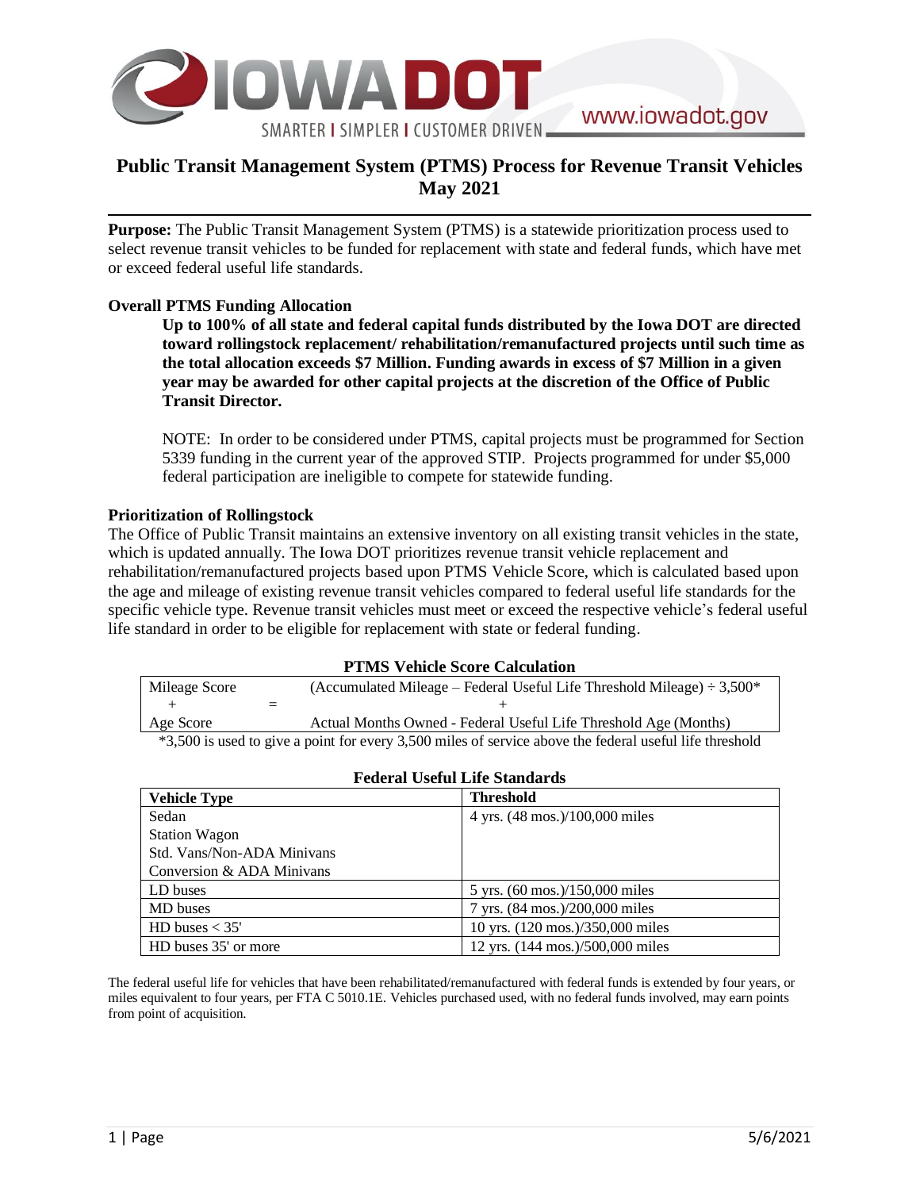# Public Transit Management System (PTMS) Process for Revenue Transit Vehicles May 2021

**Purpose:** The Public Transit Management System (PTMS) is a statewide prioritization process used to select revenue transit vehicles to be funded for replacement with state and federal funds, which have met or exceed federal useful life standards.

### Overall PTMS Funding Allocation

**Up to 100% of all state and federal capital funds distributed by the Iowa DOT are directed toward rollingstock replacement/ rehabilitation/remanufactured projects until such time as the total allocation exceeds $7 Million. Funding awards in excess of $7 Million in a given year may be awarded for other capital projects at the discretion of the Office of Public Transit Director.**

NOTE: In order to be considered under PTMS, capital projects must be programmed for Section 5339 funding in the current year of the approved STIP. Projects programmed for under $5,000 federal participation are ineligible to compete for statewide funding.

### Prioritization of Rollingstock

The Office of Public Transit maintains an extensive inventory on all existing transit vehicles in the state, which is updated annually. The Iowa DOT prioritizes revenue transit vehicle replacement and rehabilitation/remanufactured projects based upon PTMS Vehicle Score, which is calculated based upon the age and mileage of existing revenue transit vehicles compared to federal useful life standards for the specific vehicle type. Revenue transit vehicles must meet or exceed the respective vehicle's federal useful life standard in order to be eligible for replacement with state or federal funding.

**PTMS Vehicle Score Calculation**

| Mileage Score | | (Accumulated Mileage – Federal Useful Life Threshold Mileage) ÷ 3,500* |
|---|---|---|
| + | = | + |
| Age Score | | Actual Months Owned - Federal Useful Life Threshold Age (Months) |

*3,500 is used to give a point for every 3,500 miles of service above the federal useful life threshold

**Federal Useful Life Standards**

| Vehicle Type | Threshold |
|---|---|
| Sedan<br>Station Wagon<br>Std. Vans/Non-ADA Minivans<br>Conversion & ADA Minivans | 4 yrs. (48 mos.)/100,000 miles |
| LD buses | 5 yrs. (60 mos.)/150,000 miles |
| MD buses | 7 yrs. (84 mos.)/200,000 miles |
| HD buses < 35' | 10 yrs. (120 mos.)/350,000 miles |
| HD buses 35' or more | 12 yrs. (144 mos.)/500,000 miles |

The federal useful life for vehicles that have been rehabilitated/remanufactured with federal funds is extended by four years, or miles equivalent to four years, per FTA C 5010.1E. Vehicles purchased used, with no federal funds involved, may earn points from point of acquisition.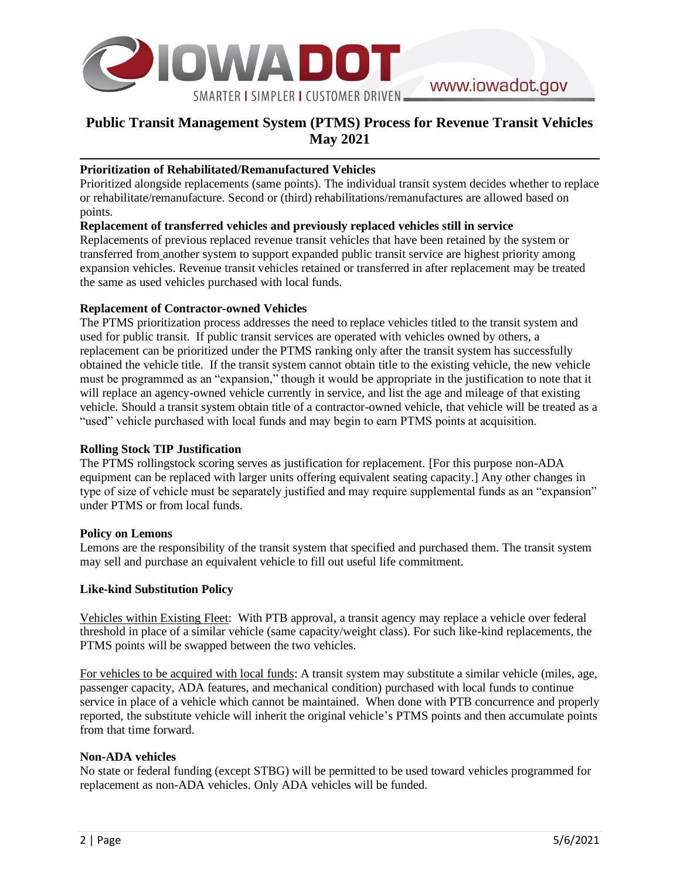# Public Transit Management System (PTMS) Process for Revenue Transit Vehicles May 2021

**Prioritization of Rehabilitated/Remanufactured Vehicles**

Prioritized alongside replacements (same points). The individual transit system decides whether to replace or rehabilitate/remanufacture. Second or (third) rehabilitations/remanufactures are allowed based on points.

**Replacement of transferred vehicles and previously replaced vehicles still in service**

Replacements of previous replaced revenue transit vehicles that have been retained by the system or transferred from another system to support expanded public transit service are highest priority among expansion vehicles. Revenue transit vehicles retained or transferred in after replacement may be treated the same as used vehicles purchased with local funds.

**Replacement of Contractor-owned Vehicles**

The PTMS prioritization process addresses the need to replace vehicles titled to the transit system and used for public transit. If public transit services are operated with vehicles owned by others, a replacement can be prioritized under the PTMS ranking only after the transit system has successfully obtained the vehicle title. If the transit system cannot obtain title to the existing vehicle, the new vehicle must be programmed as an "expansion," though it would be appropriate in the justification to note that it will replace an agency-owned vehicle currently in service, and list the age and mileage of that existing vehicle. Should a transit system obtain title of a contractor-owned vehicle, that vehicle will be treated as a "used" vehicle purchased with local funds and may begin to earn PTMS points at acquisition.

**Rolling Stock TIP Justification**

The PTMS rollingstock scoring serves as justification for replacement. [For this purpose non-ADA equipment can be replaced with larger units offering equivalent seating capacity.] Any other changes in type of size of vehicle must be separately justified and may require supplemental funds as an "expansion" under PTMS or from local funds.

**Policy on Lemons**

Lemons are the responsibility of the transit system that specified and purchased them. The transit system may sell and purchase an equivalent vehicle to fill out useful life commitment.

**Like-kind Substitution Policy**

Vehicles within Existing Fleet: With PTB approval, a transit agency may replace a vehicle over federal threshold in place of a similar vehicle (same capacity/weight class). For such like-kind replacements, the PTMS points will be swapped between the two vehicles.

For vehicles to be acquired with local funds: A transit system may substitute a similar vehicle (miles, age, passenger capacity, ADA features, and mechanical condition) purchased with local funds to continue service in place of a vehicle which cannot be maintained. When done with PTB concurrence and properly reported, the substitute vehicle will inherit the original vehicle's PTMS points and then accumulate points from that time forward.

**Non-ADA vehicles**

No state or federal funding (except STBG) will be permitted to be used toward vehicles programmed for replacement as non-ADA vehicles. Only ADA vehicles will be funded.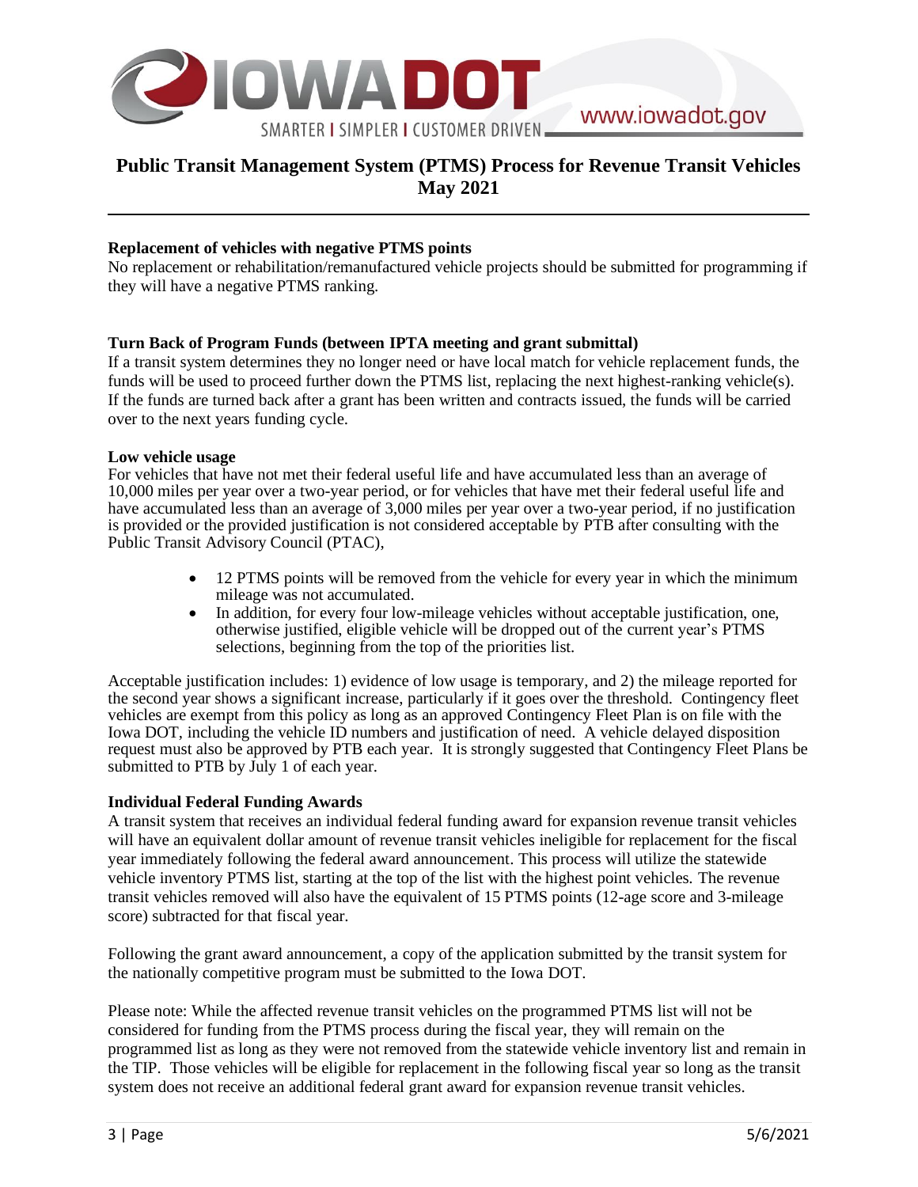## Public Transit Management System (PTMS) Process for Revenue Transit Vehicles May 2021

**Replacement of vehicles with negative PTMS points**

No replacement or rehabilitation/remanufactured vehicle projects should be submitted for programming if they will have a negative PTMS ranking.

**Turn Back of Program Funds (between IPTA meeting and grant submittal)**

If a transit system determines they no longer need or have local match for vehicle replacement funds, the funds will be used to proceed further down the PTMS list, replacing the next highest-ranking vehicle(s). If the funds are turned back after a grant has been written and contracts issued, the funds will be carried over to the next years funding cycle.

**Low vehicle usage**

For vehicles that have not met their federal useful life and have accumulated less than an average of 10,000 miles per year over a two-year period, or for vehicles that have met their federal useful life and have accumulated less than an average of 3,000 miles per year over a two-year period, if no justification is provided or the provided justification is not considered acceptable by PTB after consulting with the Public Transit Advisory Council (PTAC),

- 12 PTMS points will be removed from the vehicle for every year in which the minimum mileage was not accumulated.
- In addition, for every four low-mileage vehicles without acceptable justification, one, otherwise justified, eligible vehicle will be dropped out of the current year's PTMS selections, beginning from the top of the priorities list.

Acceptable justification includes: 1) evidence of low usage is temporary, and 2) the mileage reported for the second year shows a significant increase, particularly if it goes over the threshold. Contingency fleet vehicles are exempt from this policy as long as an approved Contingency Fleet Plan is on file with the Iowa DOT, including the vehicle ID numbers and justification of need. A vehicle delayed disposition request must also be approved by PTB each year. It is strongly suggested that Contingency Fleet Plans be submitted to PTB by July 1 of each year.

**Individual Federal Funding Awards**

A transit system that receives an individual federal funding award for expansion revenue transit vehicles will have an equivalent dollar amount of revenue transit vehicles ineligible for replacement for the fiscal year immediately following the federal award announcement. This process will utilize the statewide vehicle inventory PTMS list, starting at the top of the list with the highest point vehicles. The revenue transit vehicles removed will also have the equivalent of 15 PTMS points (12-age score and 3-mileage score) subtracted for that fiscal year.

Following the grant award announcement, a copy of the application submitted by the transit system for the nationally competitive program must be submitted to the Iowa DOT.

Please note: While the affected revenue transit vehicles on the programmed PTMS list will not be considered for funding from the PTMS process during the fiscal year, they will remain on the programmed list as long as they were not removed from the statewide vehicle inventory list and remain in the TIP. Those vehicles will be eligible for replacement in the following fiscal year so long as the transit system does not receive an additional federal grant award for expansion revenue transit vehicles.